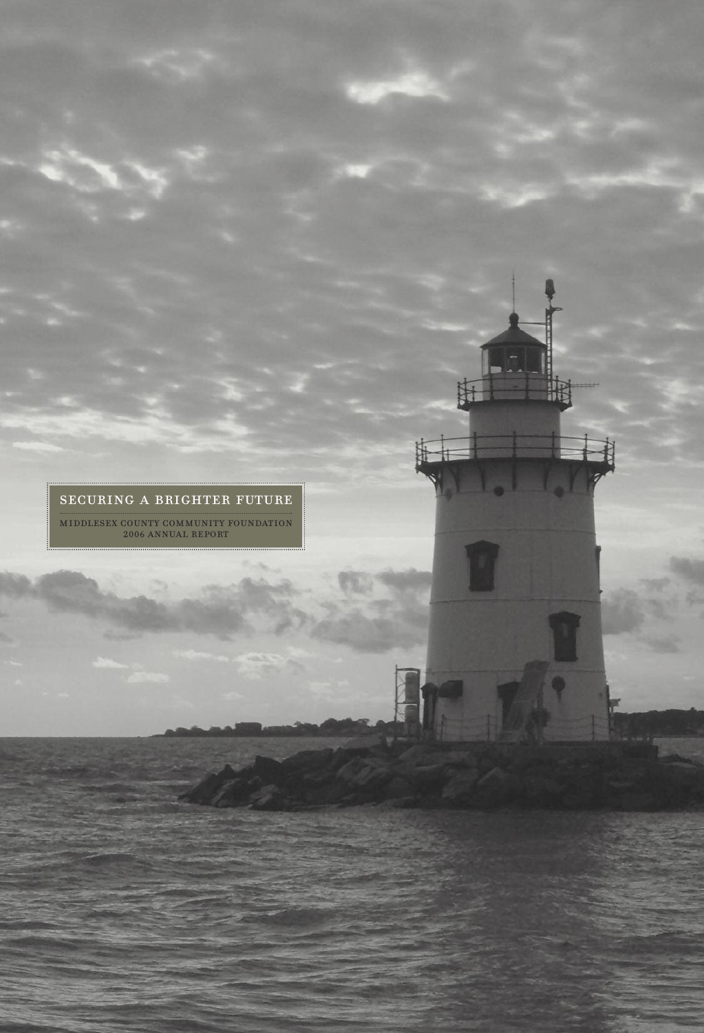# SECURING A BRIGHTER FUTURE

MIDDLESEX COUNTY COMMUNITY FOUNDATION
2006 ANNUAL REPORT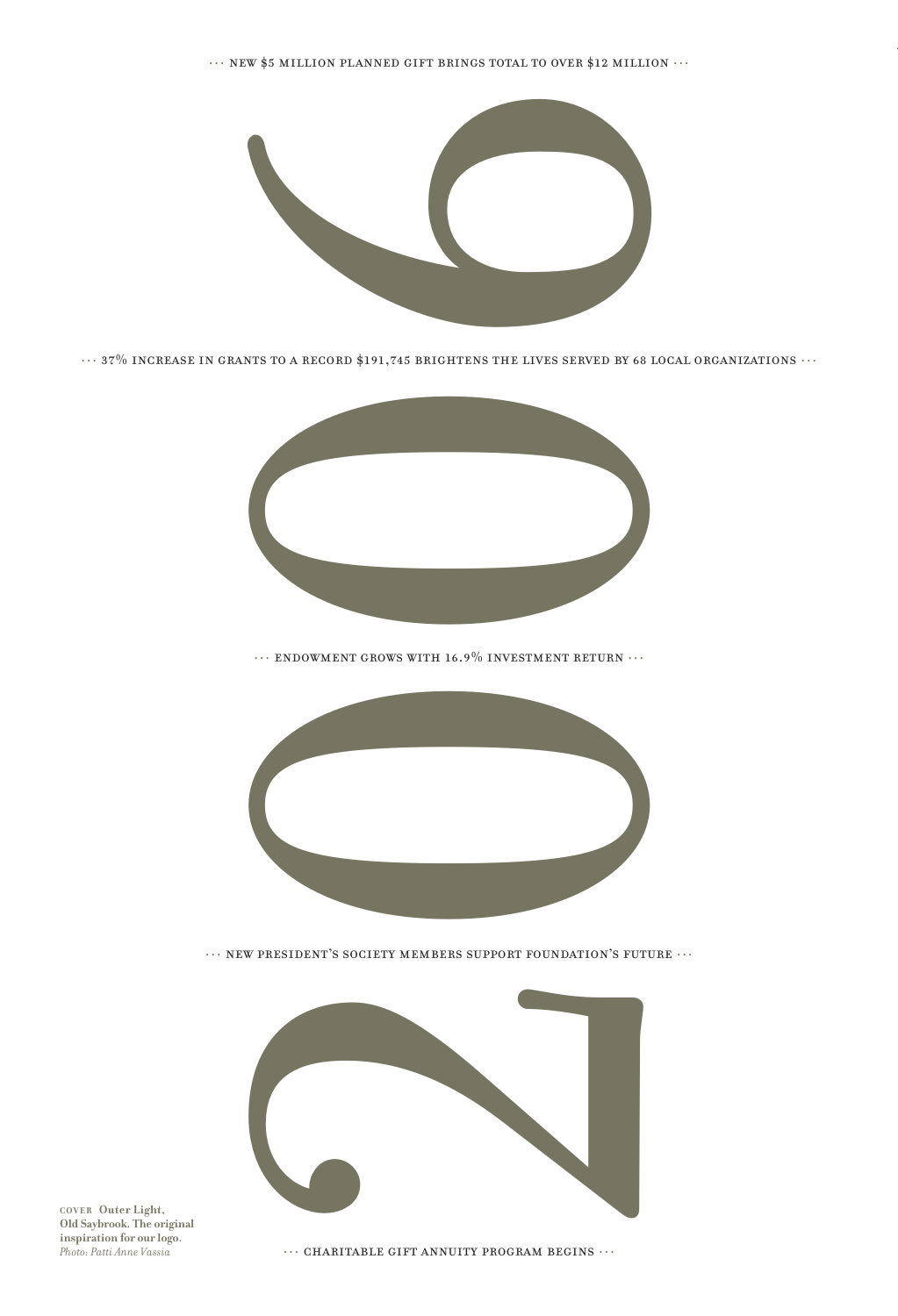··· NEW $5 MILLION PLANNED GIFT BRINGS TOTAL TO OVER $12 MILLION ···

··· 37% INCREASE IN GRANTS TO A RECORD $191,745 BRIGHTENS THE LIVES SERVED BY 68 LOCAL ORGANIZATIONS ···

··· ENDOWMENT GROWS WITH 16.9% INVESTMENT RETURN ···

··· NEW PRESIDENT'S SOCIETY MEMBERS SUPPORT FOUNDATION'S FUTURE ···

··· CHARITABLE GIFT ANNUITY PROGRAM BEGINS ···

# 2006

COVER **Outer Light, Old Saybrook. The original inspiration for our logo.**
*Photo: Patti Anne Vassia*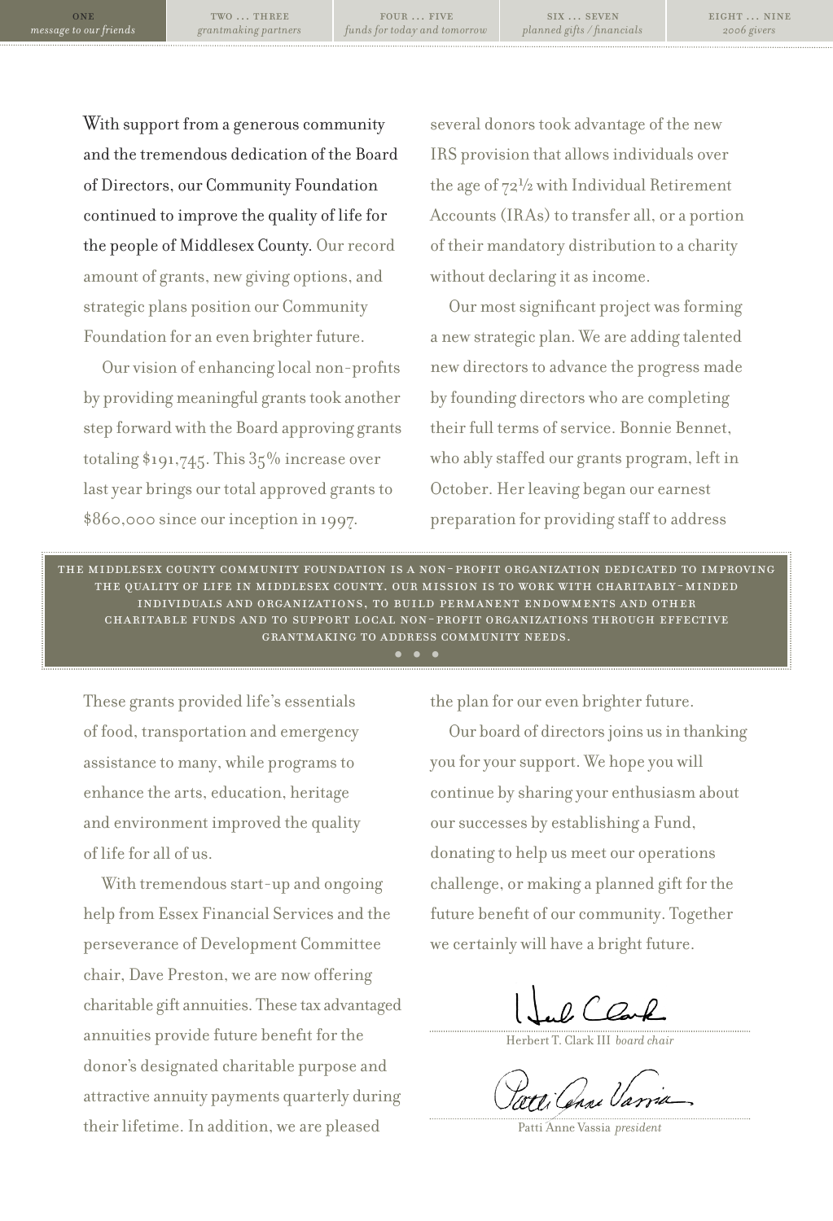With support from a generous community and the tremendous dedication of the Board of Directors, our Community Foundation continued to improve the quality of life for the people of Middlesex County. Our record amount of grants, new giving options, and strategic plans position our Community Foundation for an even brighter future.

Our vision of enhancing local non-profits by providing meaningful grants took another step forward with the Board approving grants totaling $191,745. This 35% increase over last year brings our total approved grants to $860,000 since our inception in 1997.

These grants provided life's essentials of food, transportation and emergency assistance to many, while programs to enhance the arts, education, heritage and environment improved the quality of life for all of us.

With tremendous start-up and ongoing help from Essex Financial Services and the perseverance of Development Committee chair, Dave Preston, we are now offering charitable gift annuities. These tax advantaged annuities provide future benefit for the donor's designated charitable purpose and attractive annuity payments quarterly during their lifetime. In addition, we are pleased several donors took advantage of the new IRS provision that allows individuals over the age of 72½ with Individual Retirement Accounts (IRAs) to transfer all, or a portion of their mandatory distribution to a charity without declaring it as income.

Our most significant project was forming a new strategic plan. We are adding talented new directors to advance the progress made by founding directors who are completing their full terms of service. Bonnie Bennet, who ably staffed our grants program, left in October. Her leaving began our earnest preparation for providing staff to address the plan for our even brighter future.

Our board of directors joins us in thanking you for your support. We hope you will continue by sharing your enthusiasm about our successes by establishing a Fund, donating to help us meet our operations challenge, or making a planned gift for the future benefit of our community. Together we certainly will have a bright future.

Herbert T. Clark III *board chair*

Patti Anne Vassia *president*

THE MIDDLESEX COUNTY COMMUNITY FOUNDATION IS A NON-PROFIT ORGANIZATION DEDICATED TO IMPROVING THE QUALITY OF LIFE IN MIDDLESEX COUNTY. OUR MISSION IS TO WORK WITH CHARITABLY-MINDED INDIVIDUALS AND ORGANIZATIONS, TO BUILD PERMANENT ENDOWMENTS AND OTHER CHARITABLE FUNDS AND TO SUPPORT LOCAL NON-PROFIT ORGANIZATIONS THROUGH EFFECTIVE GRANTMAKING TO ADDRESS COMMUNITY NEEDS.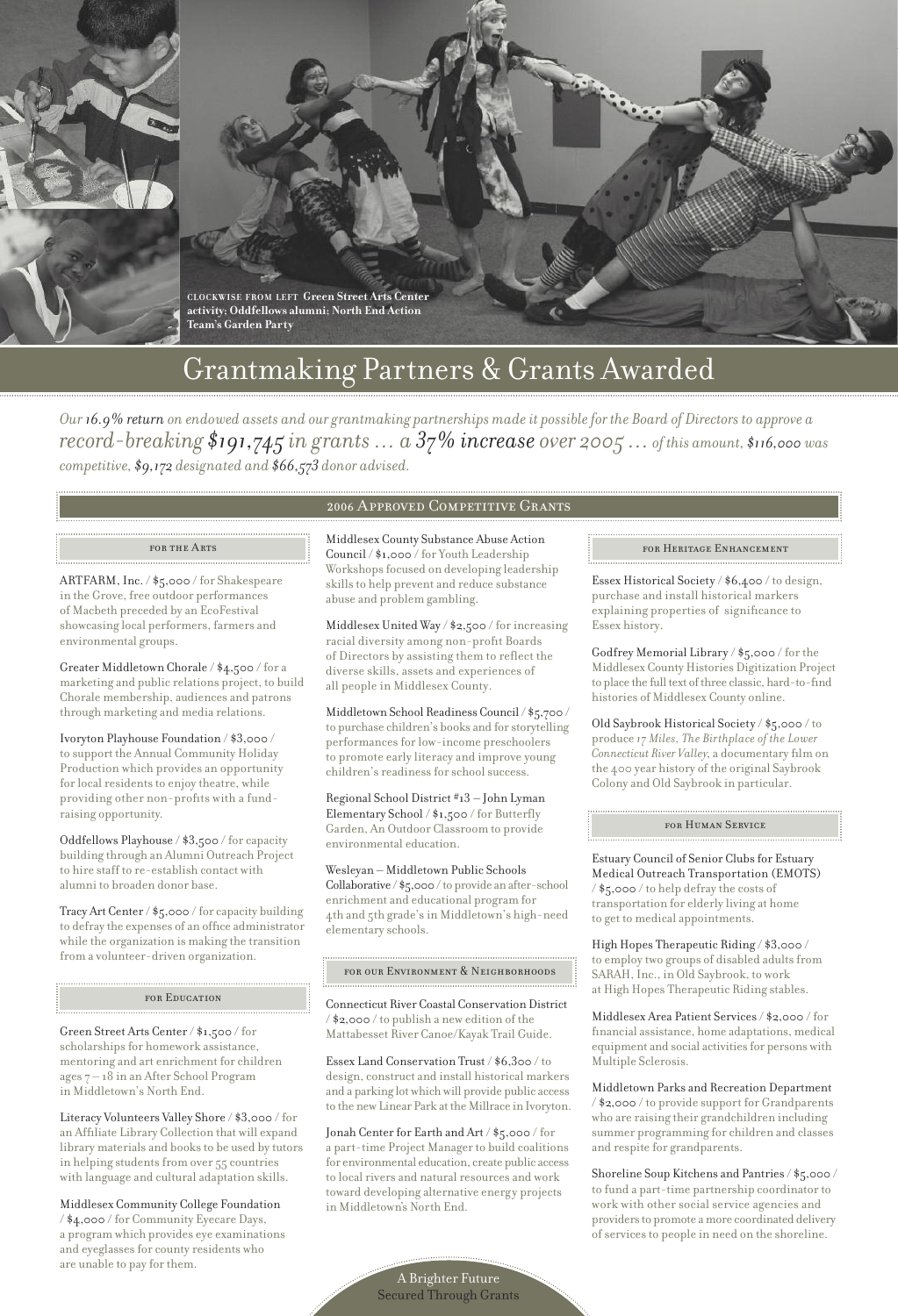CLOCKWISE FROM LEFT **Green Street Arts Center activity; Oddfellows alumni; North End Action Team's Garden Party**

# Grantmaking Partners & Grants Awarded

*Our 16.9% return on endowed assets and our grantmaking partnerships made it possible for the Board of Directors to approve a record-breaking $191,745 in grants ... a 37% increase over 2005 ... of this amount, $116,000 was competitive, $9,172 designated and $66,573 donor advised.*

## 2006 Approved Competitive Grants

### For the Arts

ARTFARM, Inc. / $5,000 / for Shakespeare in the Grove, free outdoor performances of Macbeth preceded by an EcoFestival showcasing local performers, farmers and environmental groups.

Greater Middletown Chorale / $4,500 / for a marketing and public relations project, to build Chorale membership, audiences and patrons through marketing and media relations.

Ivoryton Playhouse Foundation / $3,000 / to support the Annual Community Holiday Production which provides an opportunity for local residents to enjoy theatre, while providing other non-profits with a fund-raising opportunity.

Oddfellows Playhouse / $3,500 / for capacity building through an Alumni Outreach Project to hire staff to re-establish contact with alumni to broaden donor base.

Tracy Art Center / $5,000 / for capacity building to defray the expenses of an office administrator while the organization is making the transition from a volunteer-driven organization.

### For Education

Green Street Arts Center / $1,500 / for scholarships for homework assistance, mentoring and art enrichment for children ages 7 – 18 in an After School Program in Middletown's North End.

Literacy Volunteers Valley Shore / $3,000 / for an Affiliate Library Collection that will expand library materials and books to be used by tutors in helping students from over 55 countries with language and cultural adaptation skills.

Middlesex Community College Foundation / $4,000 / for Community Eyecare Days, a program which provides eye examinations and eyeglasses for county residents who are unable to pay for them.

Middlesex County Substance Abuse Action Council / $1,000 / for Youth Leadership Workshops focused on developing leadership skills to help prevent and reduce substance abuse and problem gambling.

Middlesex United Way / $2,500 / for increasing racial diversity among non-profit Boards of Directors by assisting them to reflect the diverse skills, assets and experiences of all people in Middlesex County.

Middletown School Readiness Council / $5,700 / to purchase children's books and for storytelling performances for low-income preschoolers to promote early literacy and improve young children's readiness for school success.

Regional School District #13 – John Lyman Elementary School / $1,500 / for Butterfly Garden, An Outdoor Classroom to provide environmental education.

Wesleyan – Middletown Public Schools Collaborative / $5,000 / to provide an after-school enrichment and educational program for 4th and 5th grade's in Middletown's high-need elementary schools.

### For our Environment & Neighborhoods

Connecticut River Coastal Conservation District / $2,000 / to publish a new edition of the Mattabesset River Canoe/Kayak Trail Guide.

Essex Land Conservation Trust / $6,300 / to design, construct and install historical markers and a parking lot which will provide public access to the new Linear Park at the Millrace in Ivoryton.

Jonah Center for Earth and Art / $5,000 / for a part-time Project Manager to build coalitions for environmental education, create public access to local rivers and natural resources and work toward developing alternative energy projects in Middletown's North End.

### For Heritage Enhancement

Essex Historical Society / $6,400 / to design, purchase and install historical markers explaining properties of significance to Essex history.

Godfrey Memorial Library / $5,000 / for the Middlesex County Histories Digitization Project to place the full text of three classic, hard-to-find histories of Middlesex County online.

Old Saybrook Historical Society / $5,000 / to produce *17 Miles, The Birthplace of the Lower Connecticut River Valley*, a documentary film on the 400 year history of the original Saybrook Colony and Old Saybrook in particular.

### For Human Service

Estuary Council of Senior Clubs for Estuary Medical Outreach Transportation (EMOTS) / $5,000 / to help defray the costs of transportation for elderly living at home to get to medical appointments.

High Hopes Therapeutic Riding / $3,000 / to employ two groups of disabled adults from SARAH, Inc., in Old Saybrook, to work at High Hopes Therapeutic Riding stables.

Middlesex Area Patient Services / $2,000 / for financial assistance, home adaptations, medical equipment and social activities for persons with Multiple Sclerosis.

Middletown Parks and Recreation Department / $2,000 / to provide support for Grandparents who are raising their grandchildren including summer programming for children and classes and respite for grandparents.

Shoreline Soup Kitchens and Pantries / $5,000 / to fund a part-time partnership coordinator to work with other social service agencies and providers to promote a more coordinated delivery of services to people in need on the shoreline.

A Brighter Future Secured Through Grants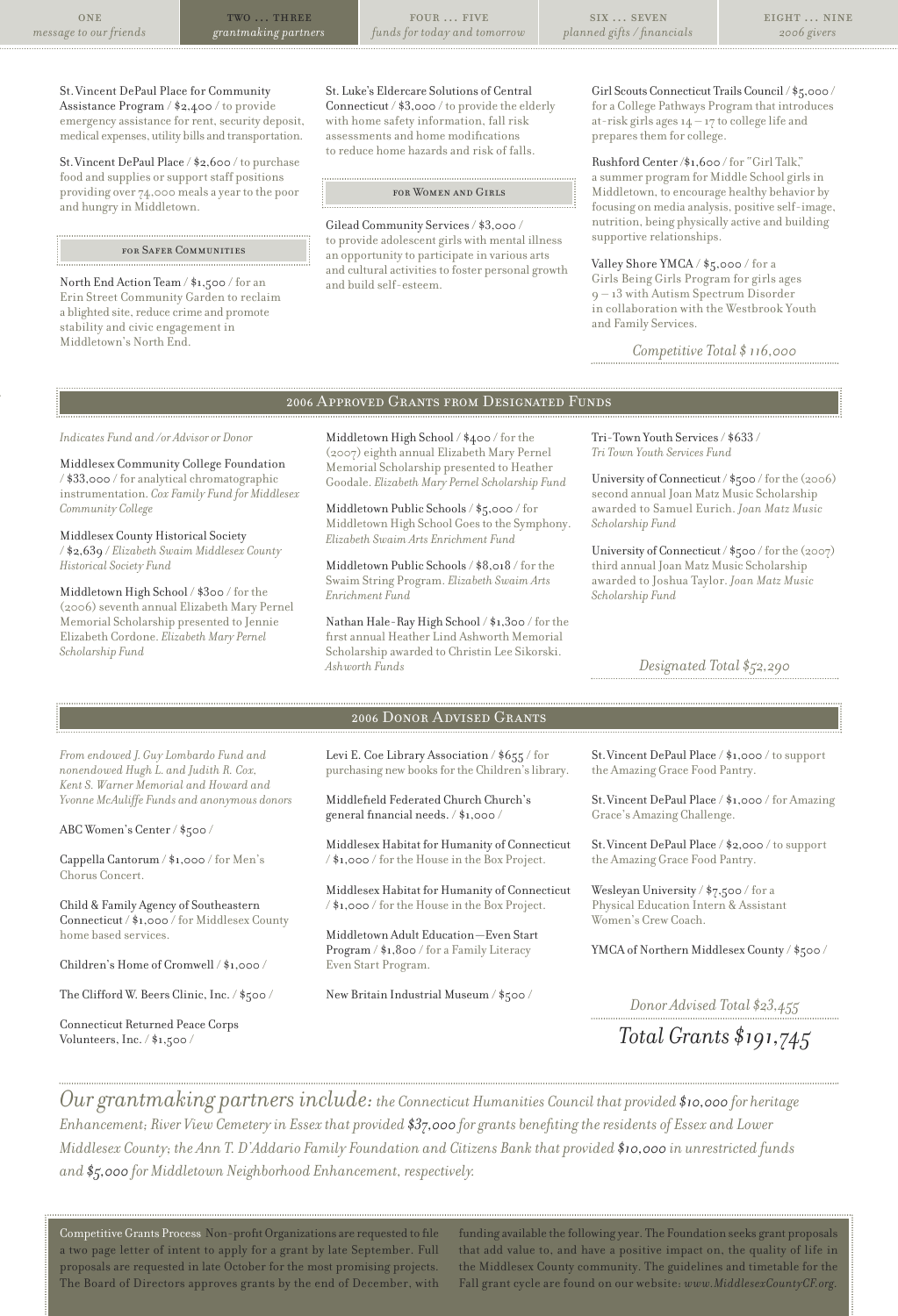St. Vincent DePaul Place for Community Assistance Program / $2,400 / to provide emergency assistance for rent, security deposit, medical expenses, utility bills and transportation.

St. Vincent DePaul Place / $2,600 / to purchase food and supplies or support staff positions providing over 74,000 meals a year to the poor and hungry in Middletown.

### for Safer Communities

North End Action Team / $1,500 / for an Erin Street Community Garden to reclaim a blighted site, reduce crime and promote stability and civic engagement in Middletown's North End.

St. Luke's Eldercare Solutions of Central Connecticut / $3,000 / to provide the elderly with home safety information, fall risk assessments and home modifications to reduce home hazards and risk of falls.

### for Women and Girls

Gilead Community Services / $3,000 / to provide adolescent girls with mental illness an opportunity to participate in various arts and cultural activities to foster personal growth and build self-esteem.

Girl Scouts Connecticut Trails Council / $5,000 / for a College Pathways Program that introduces at-risk girls ages 14 – 17 to college life and prepares them for college.

Rushford Center /$1,600 / for "Girl Talk," a summer program for Middle School girls in Middletown, to encourage healthy behavior by focusing on media analysis, positive self-image, nutrition, being physically active and building supportive relationships.

Valley Shore YMCA / $5,000 / for a Girls Being Girls Program for girls ages 9 – 13 with Autism Spectrum Disorder in collaboration with the Westbrook Youth and Family Services.

*Competitive Total $116,000*

## 2006 Approved Grants from Designated Funds

*Indicates Fund and /or Advisor or Donor*

Middlesex Community College Foundation / $33,000 / for analytical chromatographic instrumentation. *Cox Family Fund for Middlesex Community College*

Middlesex County Historical Society / $2,639 / *Elizabeth Swaim Middlesex County Historical Society Fund*

Middletown High School / $300 / for the (2006) seventh annual Elizabeth Mary Pernel Memorial Scholarship presented to Jennie Elizabeth Cordone. *Elizabeth Mary Pernel Scholarship Fund*

Middletown High School / $400 / for the (2007) eighth annual Elizabeth Mary Pernel Memorial Scholarship presented to Heather Goodale. *Elizabeth Mary Pernel Scholarship Fund*

Middletown Public Schools / $5,000 / for Middletown High School Goes to the Symphony. *Elizabeth Swaim Arts Enrichment Fund*

Middletown Public Schools / $8,018 / for the Swaim String Program. *Elizabeth Swaim Arts Enrichment Fund*

Nathan Hale-Ray High School / $1,300 / for the first annual Heather Lind Ashworth Memorial Scholarship awarded to Christin Lee Sikorski. *Ashworth Funds*

Tri-Town Youth Services / $633 / *Tri Town Youth Services Fund*

University of Connecticut / $500 / for the (2006) second annual Joan Matz Music Scholarship awarded to Samuel Eurich. *Joan Matz Music Scholarship Fund*

University of Connecticut / $500 / for the (2007) third annual Joan Matz Music Scholarship awarded to Joshua Taylor. *Joan Matz Music Scholarship Fund*

*Designated Total $52,290*

## 2006 Donor Advised Grants

*From endowed J. Guy Lombardo Fund and nonendowed Hugh L. and Judith R. Cox, Kent S. Warner Memorial and Howard and Yvonne McAuliffe Funds and anonymous donors*

ABC Women's Center / $500 /

Cappella Cantorum / $1,000 / for Men's Chorus Concert.

Child & Family Agency of Southeastern Connecticut / $1,000 / for Middlesex County home based services.

Children's Home of Cromwell / $1,000 /

The Clifford W. Beers Clinic, Inc. / $500 /

Connecticut Returned Peace Corps Volunteers, Inc. / $1,500 /

Levi E. Coe Library Association / $655 / for purchasing new books for the Children's library.

Middlefield Federated Church Church's general financial needs. / $1,000 /

Middlesex Habitat for Humanity of Connecticut / $1,000 / for the House in the Box Project.

Middlesex Habitat for Humanity of Connecticut / $1,000 / for the House in the Box Project.

Middletown Adult Education—Even Start Program / $1,800 / for a Family Literacy Even Start Program.

New Britain Industrial Museum / $500 /

St. Vincent DePaul Place / $1,000 / to support the Amazing Grace Food Pantry.

St. Vincent DePaul Place / $1,000 / for Amazing Grace's Amazing Challenge.

St. Vincent DePaul Place / $2,000 / to support the Amazing Grace Food Pantry.

Wesleyan University / $7,500 / for a Physical Education Intern & Assistant Women's Crew Coach.

YMCA of Northern Middlesex County / $500 /

*Donor Advised Total $23,455*

*Total Grants $191,745*

*Our grantmaking partners include: the Connecticut Humanities Council that provided **$10,000** for heritage Enhancement; River View Cemetery in Essex that provided **$37,000** for grants benefiting the residents of Essex and Lower Middlesex County; the Ann T. D'Addario Family Foundation and Citizens Bank that provided **$10,000** in unrestricted funds and **$5,000** for Middletown Neighborhood Enhancement, respectively.*

Competitive Grants Process Non-profit Organizations are requested to file a two page letter of intent to apply for a grant by late September. Full proposals are requested in late October for the most promising projects. The Board of Directors approves grants by the end of December, with funding available the following year. The Foundation seeks grant proposals that add value to, and have a positive impact on, the quality of life in the Middlesex County community. The guidelines and timetable for the Fall grant cycle are found on our website: *www.MiddlesexCountyCF.org*.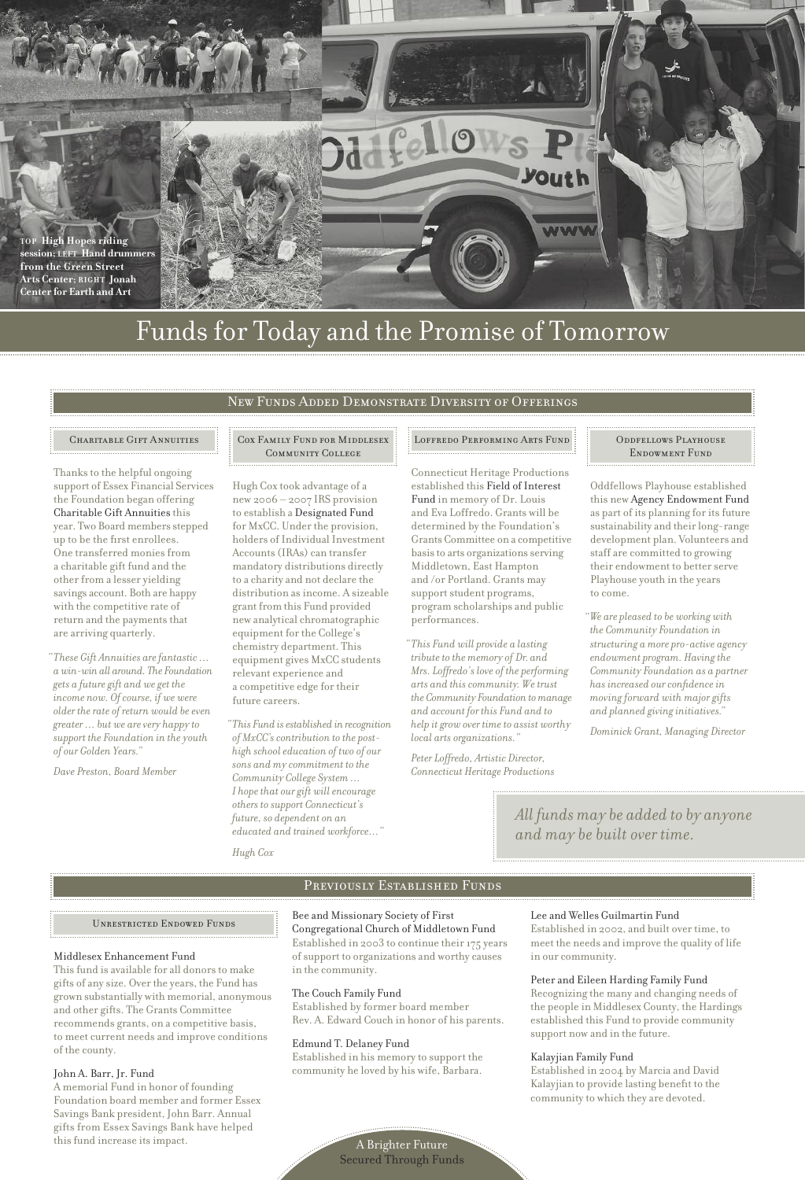**TOP** **High Hopes riding session;** **LEFT** **Hand drummers from the Green Street Arts Center;** **RIGHT** **Jonah Center for Earth and Art**

# Funds for Today and the Promise of Tomorrow

## New Funds Added Demonstrate Diversity of Offerings

### Charitable Gift Annuities

Thanks to the helpful ongoing support of Essex Financial Services the Foundation began offering Charitable Gift Annuities this year. Two Board members stepped up to be the first enrollees. One transferred monies from a charitable gift fund and the other from a lesser yielding savings account. Both are happy with the competitive rate of return and the payments that are arriving quarterly.

*"These Gift Annuities are fantastic … a win-win all around. The Foundation gets a future gift and we get the income now. Of course, if we were older the rate of return would be even greater … but we are very happy to support the Foundation in the youth of our Golden Years."*

*Dave Preston, Board Member*

### Cox Family Fund for Middlesex Community College

Hugh Cox took advantage of a new 2006 – 2007 IRS provision to establish a Designated Fund for MxCC. Under the provision, holders of Individual Investment Accounts (IRAs) can transfer mandatory distributions directly to a charity and not declare the distribution as income. A sizeable grant from this Fund provided new analytical chromatographic equipment for the College's chemistry department. This equipment gives MxCC students relevant experience and a competitive edge for their future careers.

*"This Fund is established in recognition of MxCC's contribution to the post-high school education of two of our sons and my commitment to the Community College System … I hope that our gift will encourage others to support Connecticut's future, so dependent on an educated and trained workforce…"*

*Hugh Cox*

### Loffredo Performing Arts Fund

Connecticut Heritage Productions established this Field of Interest Fund in memory of Dr. Louis and Eva Loffredo. Grants will be determined by the Foundation's Grants Committee on a competitive basis to arts organizations serving Middletown, East Hampton and /or Portland. Grants may support student programs, program scholarships and public performances.

*"This Fund will provide a lasting tribute to the memory of Dr. and Mrs. Loffredo's love of the performing arts and this community. We trust the Community Foundation to manage and account for this Fund and to help it grow over time to assist worthy local arts organizations."*

*Peter Loffredo, Artistic Director, Connecticut Heritage Productions*

### Oddfellows Playhouse Endowment Fund

Oddfellows Playhouse established this new Agency Endowment Fund as part of its planning for its future sustainability and their long-range development plan. Volunteers and staff are committed to growing their endowment to better serve Playhouse youth in the years to come.

*"We are pleased to be working with the Community Foundation in structuring a more pro-active agency endowment program. Having the Community Foundation as a partner has increased our confidence in moving forward with major gifts and planned giving initiatives."*

*Dominick Grant, Managing Director*

*All funds may be added to by anyone and may be built over time.*

## Previously Established Funds

### Unrestricted Endowed Funds

**Middlesex Enhancement Fund**
This fund is available for all donors to make gifts of any size. Over the years, the Fund has grown substantially with memorial, anonymous and other gifts. The Grants Committee recommends grants, on a competitive basis, to meet current needs and improve conditions of the county.

**John A. Barr, Jr. Fund**
A memorial Fund in honor of founding Foundation board member and former Essex Savings Bank president, John Barr. Annual gifts from Essex Savings Bank have helped this fund increase its impact.

**Bee and Missionary Society of First Congregational Church of Middletown Fund**
Established in 2003 to continue their 175 years of support to organizations and worthy causes in the community.

**The Couch Family Fund**
Established by former board member Rev. A. Edward Couch in honor of his parents.

**Edmund T. Delaney Fund**
Established in his memory to support the community he loved by his wife, Barbara.

**Lee and Welles Guilmartin Fund**
Established in 2002, and built over time, to meet the needs and improve the quality of life in our community.

**Peter and Eileen Harding Family Fund**
Recognizing the many and changing needs of the people in Middlesex County, the Hardings established this Fund to provide community support now and in the future.

**Kalayjian Family Fund**
Established in 2004 by Marcia and David Kalayjian to provide lasting benefit to the community to which they are devoted.

A Brighter Future Secured Through Funds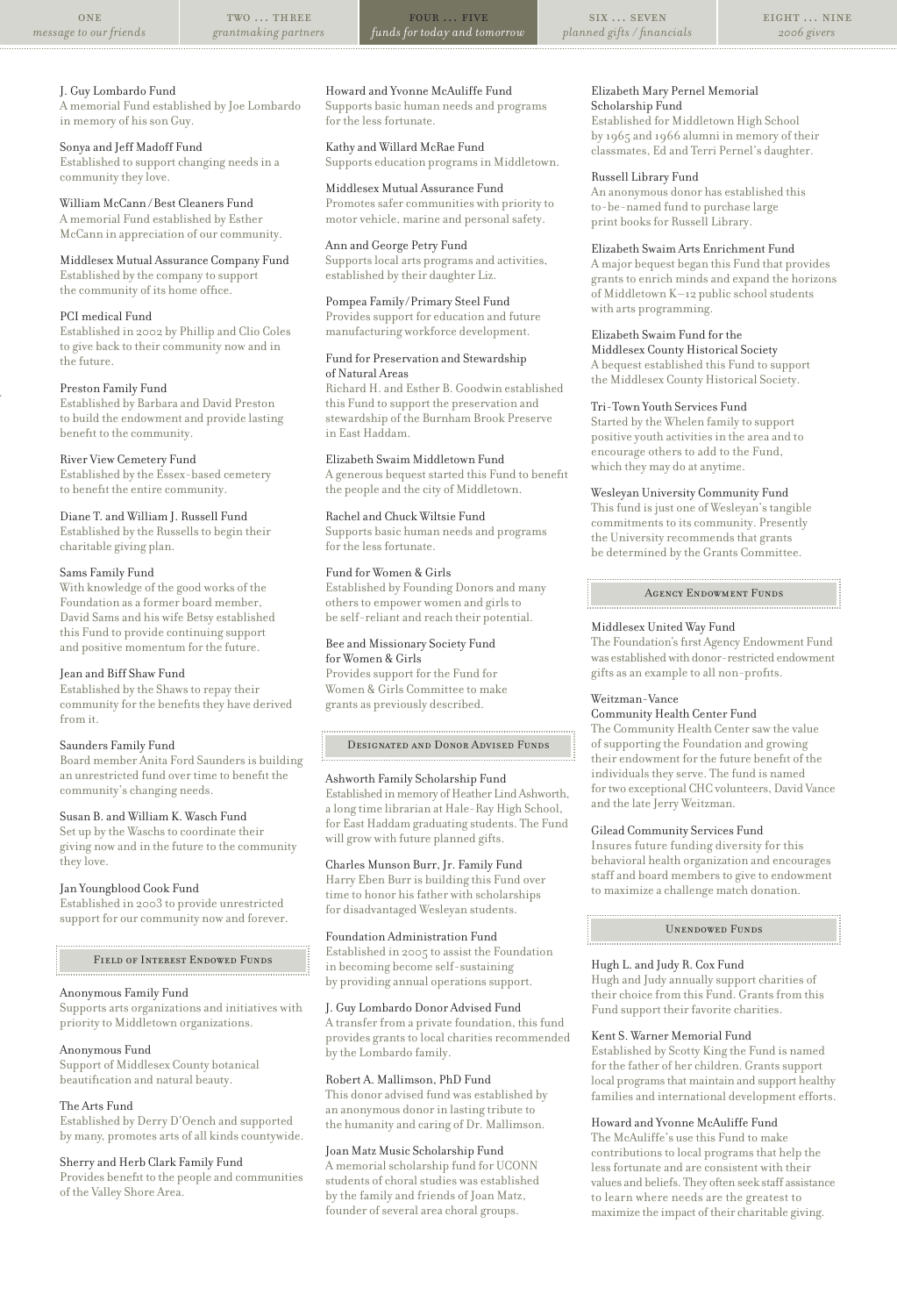**J. Guy Lombardo Fund**
A memorial Fund established by Joe Lombardo in memory of his son Guy.

**Sonya and Jeff Madoff Fund**
Established to support changing needs in a community they love.

**William McCann/Best Cleaners Fund**
A memorial Fund established by Esther McCann in appreciation of our community.

**Middlesex Mutual Assurance Company Fund**
Established by the company to support the community of its home office.

**PCI medical Fund**
Established in 2002 by Phillip and Clio Coles to give back to their community now and in the future.

**Preston Family Fund**
Established by Barbara and David Preston to build the endowment and provide lasting benefit to the community.

**River View Cemetery Fund**
Established by the Essex-based cemetery to benefit the entire community.

**Diane T. and William J. Russell Fund**
Established by the Russells to begin their charitable giving plan.

**Sams Family Fund**
With knowledge of the good works of the Foundation as a former board member, David Sams and his wife Betsy established this Fund to provide continuing support and positive momentum for the future.

**Jean and Biff Shaw Fund**
Established by the Shaws to repay their community for the benefits they have derived from it.

**Saunders Family Fund**
Board member Anita Ford Saunders is building an unrestricted fund over time to benefit the community's changing needs.

**Susan B. and William K. Wasch Fund**
Set up by the Waschs to coordinate their giving now and in the future to the community they love.

**Jan Youngblood Cook Fund**
Established in 2003 to provide unrestricted support for our community now and forever.

## Field of Interest Endowed Funds

**Anonymous Family Fund**
Supports arts organizations and initiatives with priority to Middletown organizations.

**Anonymous Fund**
Support of Middlesex County botanical beautification and natural beauty.

**The Arts Fund**
Established by Derry D'Oench and supported by many, promotes arts of all kinds countywide.

**Sherry and Herb Clark Family Fund**
Provides benefit to the people and communities of the Valley Shore Area.

**Howard and Yvonne McAuliffe Fund**
Supports basic human needs and programs for the less fortunate.

**Kathy and Willard McRae Fund**
Supports education programs in Middletown.

**Middlesex Mutual Assurance Fund**
Promotes safer communities with priority to motor vehicle, marine and personal safety.

**Ann and George Petry Fund**
Supports local arts programs and activities, established by their daughter Liz.

**Pompea Family/Primary Steel Fund**
Provides support for education and future manufacturing workforce development.

**Fund for Preservation and Stewardship of Natural Areas**
Richard H. and Esther B. Goodwin established this Fund to support the preservation and stewardship of the Burnham Brook Preserve in East Haddam.

**Elizabeth Swaim Middletown Fund**
A generous bequest started this Fund to benefit the people and the city of Middletown.

**Rachel and Chuck Wiltsie Fund**
Supports basic human needs and programs for the less fortunate.

**Fund for Women & Girls**
Established by Founding Donors and many others to empower women and girls to be self-reliant and reach their potential.

**Bee and Missionary Society Fund for Women & Girls**
Provides support for the Fund for Women & Girls Committee to make grants as previously described.

## Designated and Donor Advised Funds

**Ashworth Family Scholarship Fund**
Established in memory of Heather Lind Ashworth, a long time librarian at Hale-Ray High School, for East Haddam graduating students. The Fund will grow with future planned gifts.

**Charles Munson Burr, Jr. Family Fund**
Harry Eben Burr is building this Fund over time to honor his father with scholarships for disadvantaged Wesleyan students.

**Foundation Administration Fund**
Established in 2005 to assist the Foundation in becoming become self-sustaining by providing annual operations support.

**J. Guy Lombardo Donor Advised Fund**
A transfer from a private foundation, this fund provides grants to local charities recommended by the Lombardo family.

**Robert A. Mallimson, PhD Fund**
This donor advised fund was established by an anonymous donor in lasting tribute to the humanity and caring of Dr. Mallimson.

**Joan Matz Music Scholarship Fund**
A memorial scholarship fund for UCONN students of choral studies was established by the family and friends of Joan Matz, founder of several area choral groups.

**Elizabeth Mary Pernel Memorial Scholarship Fund**
Established for Middletown High School by 1965 and 1966 alumni in memory of their classmates, Ed and Terri Pernel's daughter.

**Russell Library Fund**
An anonymous donor has established this to-be-named fund to purchase large print books for Russell Library.

**Elizabeth Swaim Arts Enrichment Fund**
A major bequest began this Fund that provides grants to enrich minds and expand the horizons of Middletown K–12 public school students with arts programming.

**Elizabeth Swaim Fund for the Middlesex County Historical Society**
A bequest established this Fund to support the Middlesex County Historical Society.

**Tri-Town Youth Services Fund**
Started by the Whelen family to support positive youth activities in the area and to encourage others to add to the Fund, which they may do at anytime.

**Wesleyan University Community Fund**
This fund is just one of Wesleyan's tangible commitments to its community. Presently the University recommends that grants be determined by the Grants Committee.

## Agency Endowment Funds

**Middlesex United Way Fund**
The Foundation's first Agency Endowment Fund was established with donor-restricted endowment gifts as an example to all non-profits.

**Weitzman-Vance Community Health Center Fund**
The Community Health Center saw the value of supporting the Foundation and growing their endowment for the future benefit of the individuals they serve. The fund is named for two exceptional CHC volunteers, David Vance and the late Jerry Weitzman.

**Gilead Community Services Fund**
Insures future funding diversity for this behavioral health organization and encourages staff and board members to give to endowment to maximize a challenge match donation.

## Unendowed Funds

**Hugh L. and Judy R. Cox Fund**
Hugh and Judy annually support charities of their choice from this Fund. Grants from this Fund support their favorite charities.

**Kent S. Warner Memorial Fund**
Established by Scotty King the Fund is named for the father of her children. Grants support local programs that maintain and support healthy families and international development efforts.

**Howard and Yvonne McAuliffe Fund**
The McAuliffe's use this Fund to make contributions to local programs that help the less fortunate and are consistent with their values and beliefs. They often seek staff assistance to learn where needs are the greatest to maximize the impact of their charitable giving.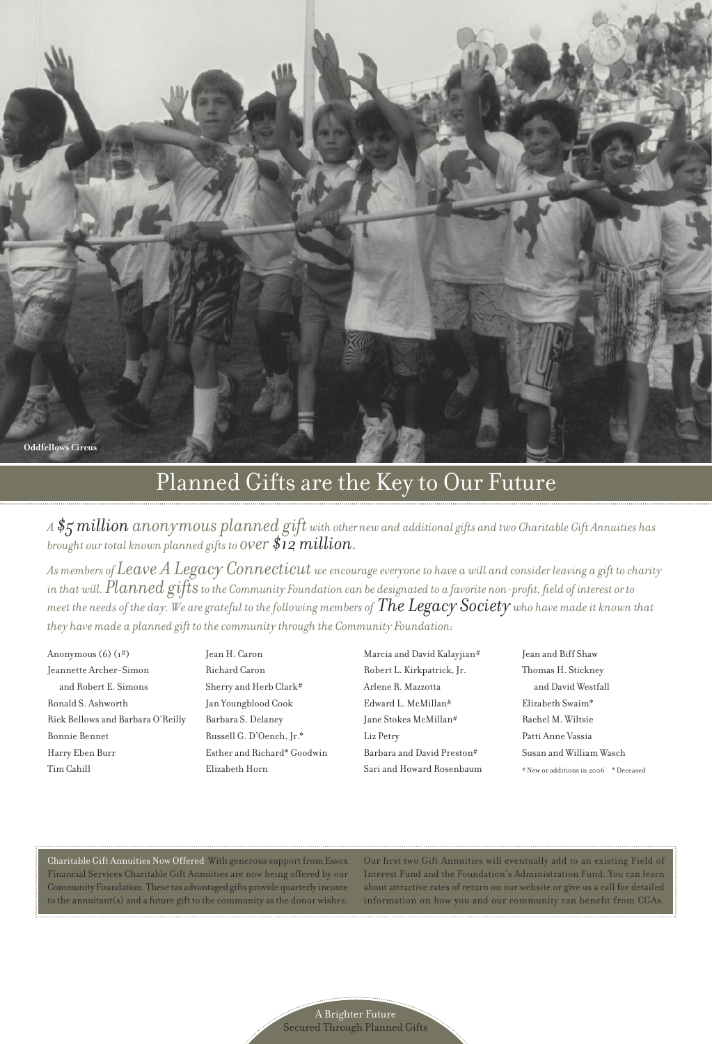Oddfellows Circus

# Planned Gifts are the Key to Our Future

*A $5 million anonymous planned gift with other new and additional gifts and two Charitable Gift Annuities has brought our total known planned gifts to over $12 million.*

*As members of Leave A Legacy Connecticut we encourage everyone to have a will and consider leaving a gift to charity in that will. Planned gifts to the Community Foundation can be designated to a favorite non-profit, field of interest or to meet the needs of the day. We are grateful to the following members of The Legacy Society who have made it known that they have made a planned gift to the community through the Community Foundation:*

Anonymous (6) (1#)
Jeannette Archer-Simon
 and Robert E. Simons
Ronald S. Ashworth
Rick Bellows and Barbara O'Reilly
Bonnie Bennet
Harry Eben Burr
Tim Cahill
Jean H. Caron
Richard Caron
Sherry and Herb Clark#
Jan Youngblood Cook
Barbara S. Delaney
Russell G. D'Oench, Jr.*
Esther and Richard* Goodwin
Elizabeth Horn
Marcia and David Kalayjian#
Robert L. Kirkpatrick, Jr.
Arlene R. Mazzotta
Edward L. McMillan#
Jane Stokes McMillan#
Liz Petry
Barbara and David Preston#
Sari and Howard Rosenbaum
Jean and Biff Shaw
Thomas H. Stickney
 and David Westfall
Elizabeth Swaim*
Rachel M. Wiltsie
Patti Anne Vassia
Susan and William Wasch

# New or additions in 2006 * Deceased

**Charitable Gift Annuities Now Offered** With generous support from Essex Financial Services Charitable Gift Annuities are now being offered by our Community Foundation. These tax advantaged gifts provide quarterly income to the annuitant(s) and a future gift to the community as the donor wishes. Our first two Gift Annuities will eventually add to an existing Field of Interest Fund and the Foundation's Administration Fund. You can learn about attractive rates of return on our website or give us a call for detailed information on how you and our community can benefit from CGAs.

A Brighter Future
Secured Through Planned Gifts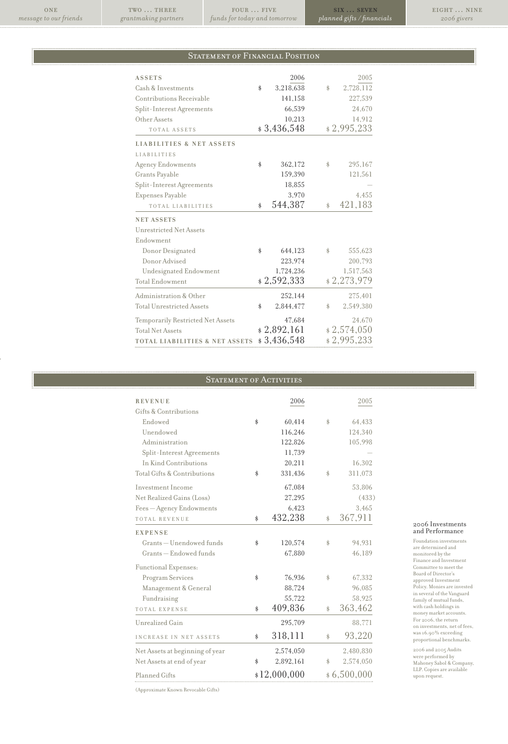## Statement of Financial Position

| **ASSETS** | 2006 | 2005 |
|---|---|---|
| Cash & Investments | $ 3,218,638 | $ 2,728,112 |
| Contributions Receivable | 141,158 | 227,539 |
| Split-Interest Agreements | 66,539 | 24,670 |
| Other Assets | 10,213 | 14,912 |
| TOTAL ASSETS | $ 3,436,548 | $ 2,995,233 |
| **LIABILITIES & NET ASSETS** | | |
| LIABILITIES | | |
| Agency Endowments | $ 362,172 | $ 295,167 |
| Grants Payable | 159,390 | 121,561 |
| Split-Interest Agreements | 18,855 | — |
| Expenses Payable | 3,970 | 4,455 |
| TOTAL LIABILITIES | $ 544,387 | $ 421,183 |
| **NET ASSETS** | | |
| Unrestricted Net Assets | | |
| Endowment | | |
| Donor Designated | $ 644,123 | $ 555,623 |
| Donor Advised | 223,974 | 200,793 |
| Undesignated Endowment | 1,724,236 | 1,517,563 |
| Total Endowment | $ 2,592,333 | $ 2,273,979 |
| Administration & Other | 252,144 | 275,401 |
| Total Unrestricted Assets | $ 2,844,477 | $ 2,549,380 |
| Temporarily Restricted Net Assets | 47,684 | 24,670 |
| Total Net Assets | $ 2,892,161 | $ 2,574,050 |
| **TOTAL LIABILITIES & NET ASSETS** | $ 3,436,548 | $ 2,995,233 |

## Statement of Activities

| **REVENUE** | 2006 | 2005 |
|---|---|---|
| Gifts & Contributions | | |
| Endowed | $ 60,414 | $ 64,433 |
| Unendowed | 116,246 | 124,340 |
| Administration | 122,826 | 105,998 |
| Split-Interest Agreements | 11,739 | — |
| In Kind Contributions | 20,211 | 16,302 |
| Total Gifts & Contributions | $ 331,436 | $ 311,073 |
| Investment Income | 67,084 | 53,806 |
| Net Realized Gains (Loss) | 27,295 | (433) |
| Fees — Agency Endowments | 6,423 | 3,465 |
| TOTAL REVENUE | $ 432,238 | $ 367,911 |
| **EXPENSE** | | |
| Grants — Unendowed funds | $ 120,574 | $ 94,931 |
| Grants — Endowed funds | 67,880 | 46,189 |
| Functional Expenses: | | |
| Program Services | $ 76,936 | $ 67,332 |
| Management & General | 88,724 | 96,085 |
| Fundraising | 55,722 | 58,925 |
| TOTAL EXPENSE | $ 409,836 | $ 363,462 |
| Unrealized Gain | 295,709 | 88,771 |
| INCREASE IN NET ASSETS | $ 318,111 | $ 93,220 |
| Net Assets at beginning of year | 2,574,050 | 2,480,830 |
| Net Assets at end of year | $ 2,892,161 | $ 2,574,050 |
| Planned Gifts | $12,000,000 | $ 6,500,000 |

(Approximate Known Revocable Gifts)

### 2006 Investments and Performance

Foundation investments are determined and monitored by the Finance and Investment Committee to meet the Board of Director's approved Investment Policy. Monies are invested in several of the Vanguard family of mutual funds, with cash holdings in money market accounts. For 2006, the return on investments, net of fees, was 16.90% exceeding proportional benchmarks.

2006 and 2005 Audits were performed by Mahoney Sabol & Company, LLP. Copies are available upon request.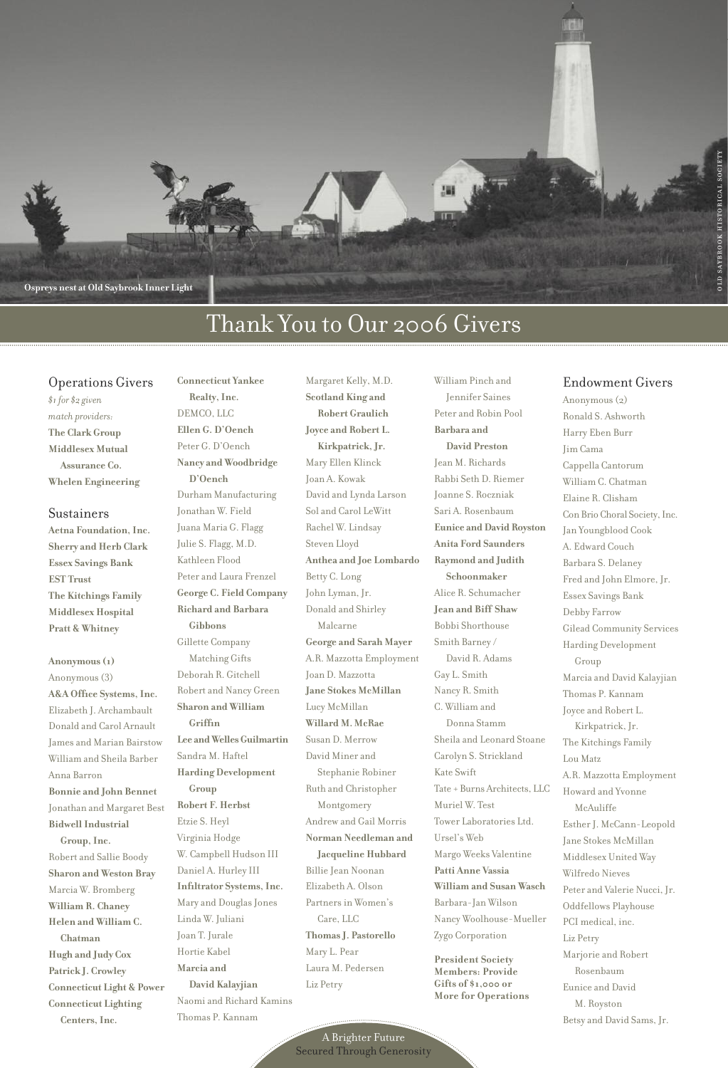Ospreys nest at Old Saybrook Inner Light

OLD SAYBROOK HISTORICAL SOCIETY

# Thank You to Our 2006 Givers

## Operations Givers

*$1 for $2 given match providers:*

**The Clark Group**
**Middlesex Mutual Assurance Co.**
**Whelen Engineering**

## Sustainers

**Aetna Foundation, Inc.**
**Sherry and Herb Clark**
**Essex Savings Bank**
**EST Trust**
**The Kitchings Family**
**Middlesex Hospital**
**Pratt & Whitney**

**Anonymous (1)**
Anonymous (3)
**A&A Office Systems, Inc.**
Elizabeth J. Archambault
Donald and Carol Arnault
James and Marian Bairstow
William and Sheila Barber
Anna Barron
**Bonnie and John Bennet**
Jonathan and Margaret Best
**Bidwell Industrial Group, Inc.**
Robert and Sallie Boody
**Sharon and Weston Bray**
Marcia W. Bromberg
**William R. Chaney**
**Helen and William C. Chatman**
**Hugh and Judy Cox**
**Patrick J. Crowley**
**Connecticut Light & Power**
**Connecticut Lighting Centers, Inc.**
**Connecticut Yankee Realty, Inc.**
DEMCO, LLC
**Ellen G. D'Oench**
Peter G. D'Oench
**Nancy and Woodbridge D'Oench**
Durham Manufacturing
Jonathan W. Field
Juana Maria G. Flagg
Julie S. Flagg, M.D.
Kathleen Flood
Peter and Laura Frenzel
**George C. Field Company**
**Richard and Barbara Gibbons**
Gillette Company Matching Gifts
Deborah R. Gitchell
Robert and Nancy Green
**Sharon and William Griffin**
**Lee and Welles Guilmartin**
Sandra M. Haftel
**Harding Development Group**
**Robert F. Herbst**
Etzie S. Heyl
Virginia Hodge
W. Campbell Hudson III
Daniel A. Hurley III
**Infiltrator Systems, Inc.**
Mary and Douglas Jones
Linda W. Juliani
Joan T. Jurale
Hortie Kabel
**Marcia and David Kalayjian**
Naomi and Richard Kamins
Thomas P. Kannam
Margaret Kelly, M.D.
**Scotland King and Robert Graulich**
**Joyce and Robert L. Kirkpatrick, Jr.**
Mary Ellen Klinck
Joan A. Kowak
David and Lynda Larson
Sol and Carol LeWitt
Rachel W. Lindsay
Steven Lloyd
**Anthea and Joe Lombardo**
Betty C. Long
John Lyman, Jr.
Donald and Shirley Malcarne
**George and Sarah Mayer**
A.R. Mazzotta Employment
Joan D. Mazzotta
**Jane Stokes McMillan**
Lucy McMillan
**Willard M. McRae**
Susan D. Merrow
David Miner and Stephanie Robiner
Ruth and Christopher Montgomery
Andrew and Gail Morris
**Norman Needleman and Jacqueline Hubbard**
Billie Jean Noonan
Elizabeth A. Olson
Partners in Women's Care, LLC
**Thomas J. Pastorello**
Mary L. Pear
Laura M. Pedersen
Liz Petry
William Pinch and Jennifer Saines
Peter and Robin Pool
**Barbara and David Preston**
Jean M. Richards
Rabbi Seth D. Riemer
Joanne S. Roczniak
Sari A. Rosenbaum
**Eunice and David Royston**
**Anita Ford Saunders**
**Raymond and Judith Schoonmaker**
Alice R. Schumacher
**Jean and Biff Shaw**
Bobbi Shorthouse
Smith Barney / David R. Adams
Gay L. Smith
Nancy R. Smith
C. William and Donna Stamm
Sheila and Leonard Stoane
Carolyn S. Strickland
Kate Swift
Tate + Burns Architects, LLC
Muriel W. Test
Tower Laboratories Ltd.
Ursel's Web
Margo Weeks Valentine
**Patti Anne Vassia**
**William and Susan Wasch**
Barbara-Jan Wilson
Nancy Woolhouse-Mueller
Zygo Corporation

**President Society Members: Provide Gifts of $1,000 or More for Operations**

## Endowment Givers

Anonymous (2)
Ronald S. Ashworth
Harry Eben Burr
Jim Cama
Cappella Cantorum
William C. Chatman
Elaine R. Clisham
Con Brio Choral Society, Inc.
Jan Youngblood Cook
A. Edward Couch
Barbara S. Delaney
Fred and John Elmore, Jr.
Essex Savings Bank
Debby Farrow
Gilead Community Services
Harding Development Group
Marcia and David Kalayjian
Thomas P. Kannam
Joyce and Robert L. Kirkpatrick, Jr.
The Kitchings Family
Lou Matz
A.R. Mazzotta Employment
Howard and Yvonne McAuliffe
Esther J. McCann-Leopold
Jane Stokes McMillan
Middlesex United Way
Wilfredo Nieves
Peter and Valerie Nucci, Jr.
Oddfellows Playhouse
PCI medical, inc.
Liz Petry
Marjorie and Robert Rosenbaum
Eunice and David M. Royston
Betsy and David Sams, Jr.

A Brighter Future Secured Through Generosity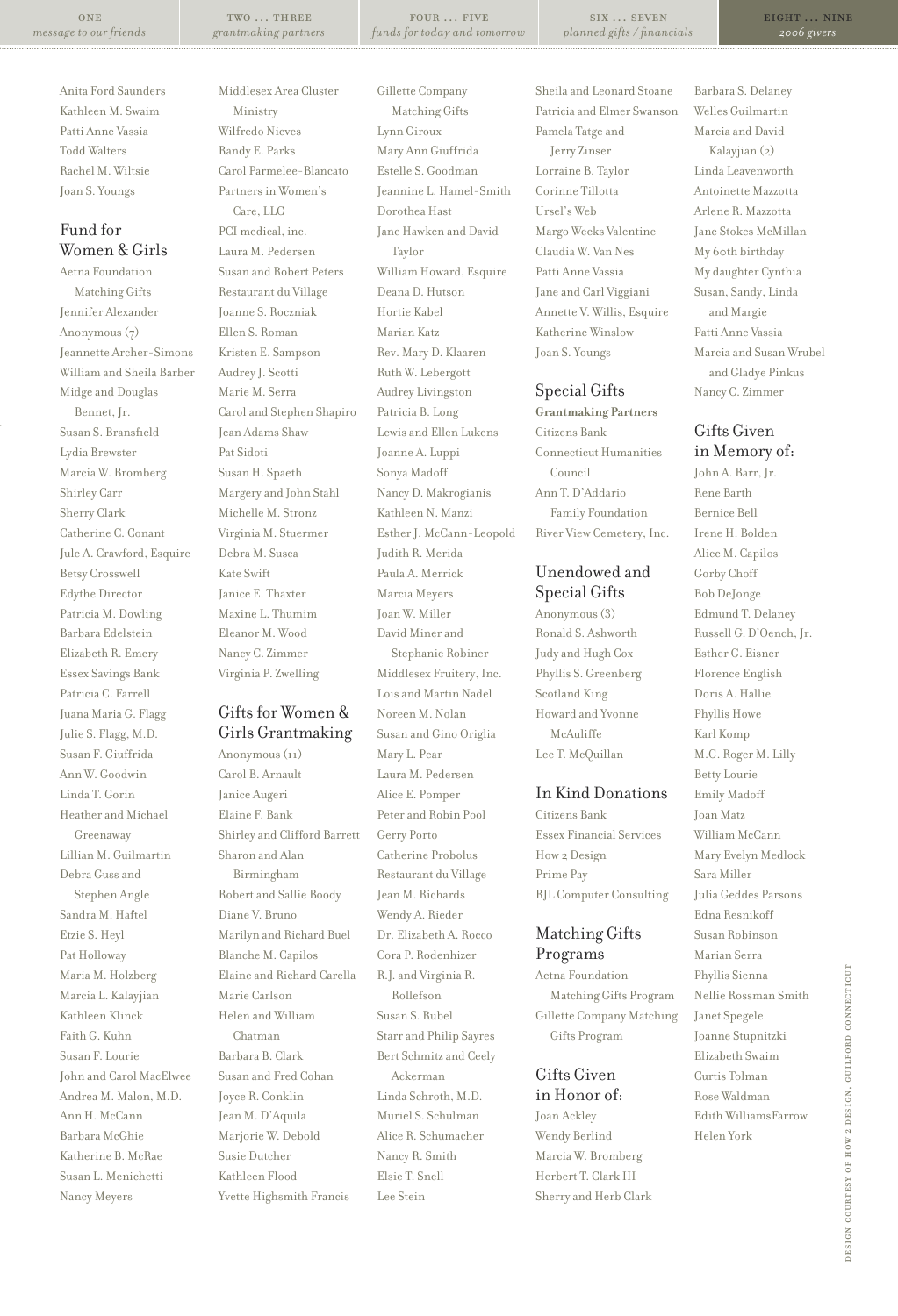Anita Ford Saunders
Kathleen M. Swaim
Patti Anne Vassia
Todd Walters
Rachel M. Wiltsie
Joan S. Youngs

## Fund for Women & Girls

Aetna Foundation Matching Gifts
Jennifer Alexander
Anonymous (7)
Jeannette Archer-Simons
William and Sheila Barber
Midge and Douglas Bennet, Jr.
Susan S. Bransfield
Lydia Brewster
Marcia W. Bromberg
Shirley Carr
Sherry Clark
Catherine C. Conant
Jule A. Crawford, Esquire
Betsy Crosswell
Edythe Director
Patricia M. Dowling
Barbara Edelstein
Elizabeth R. Emery
Essex Savings Bank
Patricia C. Farrell
Juana Maria G. Flagg
Julie S. Flagg, M.D.
Susan F. Giuffrida
Ann W. Goodwin
Linda T. Gorin
Heather and Michael Greenaway
Lillian M. Guilmartin
Debra Guss and Stephen Angle
Sandra M. Haftel
Etzie S. Heyl
Pat Holloway
Maria M. Holzberg
Marcia L. Kalayjian
Kathleen Klinck
Faith G. Kuhn
Susan F. Lourie
John and Carol MacElwee
Andrea M. Malon, M.D.
Ann H. McCann
Barbara McGhie
Katherine B. McRae
Susan L. Menichetti
Nancy Meyers
Middlesex Area Cluster Ministry
Wilfredo Nieves
Randy E. Parks
Carol Parmelee-Blancato
Partners in Women's Care, LLC
PCI medical, inc.
Laura M. Pedersen
Susan and Robert Peters
Restaurant du Village
Joanne S. Roczniak
Ellen S. Roman
Kristen E. Sampson
Audrey J. Scotti
Marie M. Serra
Carol and Stephen Shapiro
Jean Adams Shaw
Pat Sidoti
Susan H. Spaeth
Margery and John Stahl
Michelle M. Stronz
Virginia M. Stuermer
Debra M. Susca
Kate Swift
Janice E. Thaxter
Maxine L. Thumim
Eleanor M. Wood
Nancy C. Zimmer
Virginia P. Zwelling

## Gifts for Women & Girls Grantmaking

Anonymous (11)
Carol B. Arnault
Janice Augeri
Elaine F. Bank
Shirley and Clifford Barrett
Sharon and Alan Birmingham
Robert and Sallie Boody
Diane V. Bruno
Marilyn and Richard Buel
Blanche M. Capilos
Elaine and Richard Carella
Marie Carlson
Helen and William Chatman
Barbara B. Clark
Susan and Fred Cohan
Joyce R. Conklin
Jean M. D'Aquila
Marjorie W. Debold
Susie Dutcher
Kathleen Flood
Yvette Highsmith Francis
Gillette Company Matching Gifts
Lynn Giroux
Mary Ann Giuffrida
Estelle S. Goodman
Jeannine L. Hamel-Smith
Dorothea Hast
Jane Hawken and David Taylor
William Howard, Esquire
Deana D. Hutson
Hortie Kabel
Marian Katz
Rev. Mary D. Klaaren
Ruth W. Lebergott
Audrey Livingston
Patricia B. Long
Lewis and Ellen Lukens
Joanne A. Luppi
Sonya Madoff
Nancy D. Makrogianis
Kathleen N. Manzi
Esther J. McCann-Leopold
Judith R. Merida
Paula A. Merrick
Marcia Meyers
Joan W. Miller
David Miner and Stephanie Robiner
Middlesex Fruitery, Inc.
Lois and Martin Nadel
Noreen M. Nolan
Susan and Gino Origlia
Mary L. Pear
Laura M. Pedersen
Alice E. Pomper
Peter and Robin Pool
Gerry Porto
Catherine Probolus
Restaurant du Village
Jean M. Richards
Wendy A. Rieder
Dr. Elizabeth A. Rocco
Cora P. Rodenhizer
R.J. and Virginia R. Rollefson
Susan S. Rubel
Starr and Philip Sayres
Bert Schmitz and Ceely Ackerman
Linda Schroth, M.D.
Muriel S. Schulman
Alice R. Schumacher
Nancy R. Smith
Elsie T. Snell
Lee Stein
Sheila and Leonard Stoane
Patricia and Elmer Swanson
Pamela Tatge and Jerry Zinser
Lorraine B. Taylor
Corinne Tillotta
Ursel's Web
Margo Weeks Valentine
Claudia W. Van Nes
Patti Anne Vassia
Jane and Carl Viggiani
Annette V. Willis, Esquire
Katherine Winslow
Joan S. Youngs

## Special Gifts

**Grantmaking Partners**

Citizens Bank
Connecticut Humanities Council
Ann T. D'Addario Family Foundation
River View Cemetery, Inc.

## Unendowed and Special Gifts

Anonymous (3)
Ronald S. Ashworth
Judy and Hugh Cox
Phyllis S. Greenberg
Scotland King
Howard and Yvonne McAuliffe
Lee T. McQuillan

## In Kind Donations

Citizens Bank
Essex Financial Services
How 2 Design
Prime Pay
RJL Computer Consulting

## Matching Gifts Programs

Aetna Foundation Matching Gifts Program
Gillette Company Matching Gifts Program

## Gifts Given in Honor of:

Joan Ackley
Wendy Berlind
Marcia W. Bromberg
Herbert T. Clark III
Sherry and Herb Clark
Barbara S. Delaney
Welles Guilmartin
Marcia and David Kalayjian (2)
Linda Leavenworth
Antoinette Mazzotta
Arlene R. Mazzotta
Jane Stokes McMillan
My 60th birthday
My daughter Cynthia
Susan, Sandy, Linda and Margie
Patti Anne Vassia
Marcia and Susan Wrubel and Gladye Pinkus
Nancy C. Zimmer

## Gifts Given in Memory of:

John A. Barr, Jr.
Rene Barth
Bernice Bell
Irene H. Bolden
Alice M. Capilos
Gorby Choff
Bob DeJonge
Edmund T. Delaney
Russell G. D'Oench, Jr.
Esther G. Eisner
Florence English
Doris A. Hallie
Phyllis Howe
Karl Komp
M.G. Roger M. Lilly
Betty Lourie
Emily Madoff
Joan Matz
William McCann
Mary Evelyn Medlock
Sara Miller
Julia Geddes Parsons
Edna Resnikoff
Susan Robinson
Marian Serra
Phyllis Sienna
Nellie Rossman Smith
Janet Spegele
Joanne Stupnitzki
Elizabeth Swaim
Curtis Tolman
Rose Waldman
Edith WilliamsFarrow
Helen York

Design courtesy of How 2 Design, Guilford Connecticut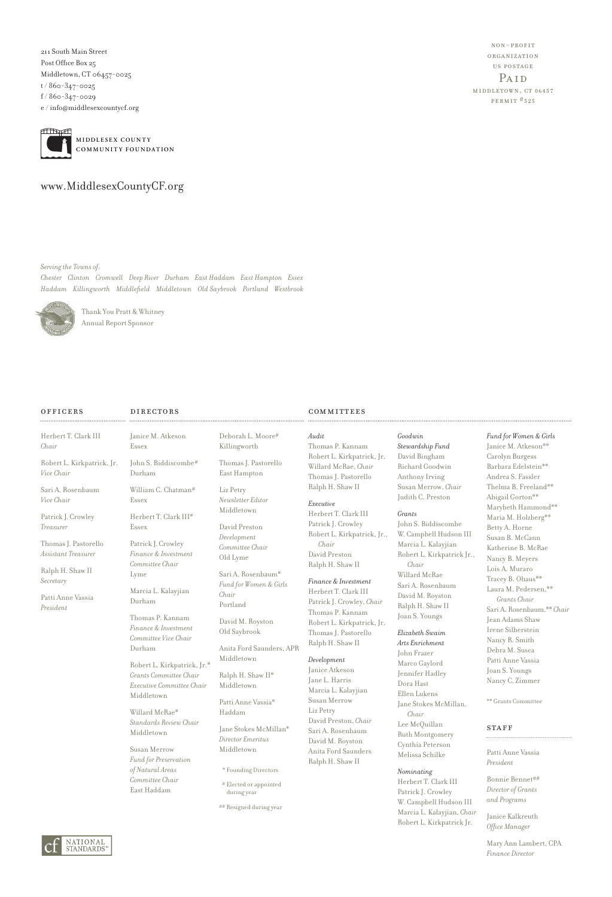211 South Main Street
Post Office Box 25
Middletown, CT 06457-0025
t / 860-347-0025
f / 860-347-0029
e / info@middlesexcountycf.org

NON-PROFIT ORGANIZATION
US POSTAGE
PAID
MIDDLETOWN, CT 06457
PERMIT #525

MIDDLESEX COUNTY
COMMUNITY FOUNDATION

www.MiddlesexCountyCF.org

*Serving the Towns of:*
*Chester Clinton Cromwell Deep River Durham East Haddam East Hampton Essex Haddam Killingworth Middlefield Middletown Old Saybrook Portland Westbrook*

Thank You Pratt & Whitney
Annual Report Sponsor

## OFFICERS

Herbert T. Clark III
*Chair*

Robert L. Kirkpatrick, Jr.
*Vice Chair*

Sari A. Rosenbaum
*Vice Chair*

Patrick J. Crowley
*Treasurer*

Thomas J. Pastorello
*Assistant Treasurer*

Ralph H. Shaw II
*Secretary*

Patti Anne Vassia
*President*

## DIRECTORS

Janice M. Atkeson
Essex

John S. Biddiscombe#
Durham

William C. Chatman#
Essex

Herbert T. Clark III*
Essex

Patrick J. Crowley
*Finance & Investment Committee Chair*
Lyme

Marcia L. Kalayjian
Durham

Thomas P. Kannam
*Finance & Investment Committee Vice Chair*
Durham

Robert L. Kirkpatrick, Jr.*
*Grants Committee Chair*
*Executive Committee Chair*
Middletown

Willard McRae*
*Standards Review Chair*
Middletown

Susan Merrow
*Fund for Preservation of Natural Areas Committee Chair*
East Haddam

Deborah L. Moore#
Killingworth

Thomas J. Pastorello
East Hampton

Liz Petry
*Newsletter Editor*
Middletown

David Preston
*Development Committee Chair*
Old Lyme

Sari A. Rosenbaum*
*Fund for Women & Girls Chair*
Portland

David M. Royston
Old Saybrook

Anita Ford Saunders, APR
Middletown

Ralph H. Shaw II*
Middletown

Patti Anne Vassia*
Haddam

Jane Stokes McMillan*
*Director Emeritus*
Middletown

\* Founding Directors

\# Elected or appointed during year

\## Resigned during year

## COMMITTEES

*Audit*
Thomas P. Kannam
Robert L. Kirkpatrick, Jr.
Willard McRae, *Chair*
Thomas J. Pastorello
Ralph H. Shaw II

*Executive*
Herbert T. Clark III
Patrick J. Crowley
Robert L. Kirkpatrick, Jr., *Chair*
David Preston
Ralph H. Shaw II

*Finance & Investment*
Herbert T. Clark III
Patrick J. Crowley, *Chair*
Thomas P. Kannam
Robert L. Kirkpatrick, Jr.
Thomas J. Pastorello
Ralph H. Shaw II

*Development*
Janice Atkeson
Jane L. Harris
Marcia L. Kalayjian
Susan Merrow
Liz Petry
David Preston, *Chair*
Sari A. Rosenbaum
David M. Royston
Anita Ford Saunders
Ralph H. Shaw II

*Goodwin Stewardship Fund*
David Bingham
Richard Goodwin
Anthony Irving
Susan Merrow, *Chair*
Judith C. Preston

*Grants*
John S. Biddiscombe
W. Campbell Hudson III
Marcia L. Kalayjian
Robert L. Kirkpatrick Jr., *Chair*
Willard McRae
Sari A. Rosenbaum
David M. Royston
Ralph H. Shaw II
Joan S. Youngs

*Elizabeth Swaim Arts Enrichment*
John Frazer
Marco Gaylord
Jennifer Hadley
Dora Hast
Ellen Lukens
Jane Stokes McMillan, *Chair*
Lee McQuillan
Ruth Montgomery
Cynthia Peterson
Melissa Schilke

*Nominating*
Herbert T. Clark III
Patrick J. Crowley
W. Campbell Hudson III
Marcia L. Kalayjian, *Chair*
Robert L. Kirkpatrick Jr.

*Fund for Women & Girls*
Janice M. Atkeson**
Carolyn Burgess
Barbara Edelstein**
Andrea S. Fassler
Thelma B. Freeland**
Abigail Gorton**
Marybeth Hammond**
Maria M. Holzberg**
Betty A. Horne
Susan B. McCann
Katherine B. McRae
Nancy B. Meyers
Lois A. Muraro
Tracey B. Ohaus**
Laura M. Pedersen,** *Grants Chair*
Sari A. Rosenbaum,** *Chair*
Jean Adams Shaw
Irene Silberstein
Nancy R. Smith
Debra M. Susca
Patti Anne Vassia
Joan S. Youngs
Nancy C. Zimmer

\** Grants Committee

## STAFF

Patti Anne Vassia
*President*

Bonnie Bennet##
*Director of Grants and Programs*

Janice Kalkreuth
*Office Manager*

Mary Ann Lambert, CPA
*Finance Director*

cf NATIONAL STANDARDS